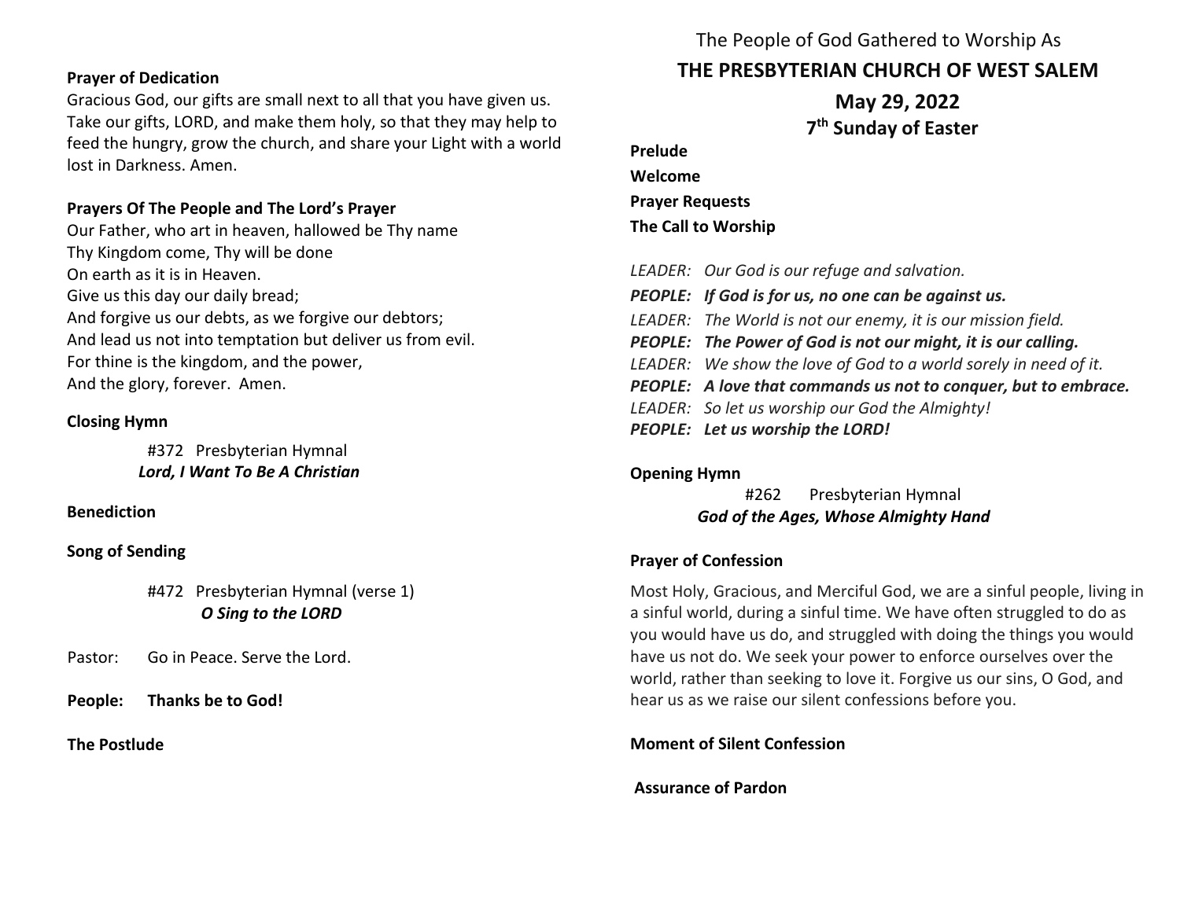**Prayer of Dedication**

Gracious God, our gifts are small next to all that you have given us. Take our gifts, LORD, and make them holy, so that they may help to feed the hungry, grow the church, and share your Light with a world lost in Darkness. Amen.

**Prayers Of The People and The Lord's Prayer**

Our Father, who art in heaven, hallowed be Thy name
Thy Kingdom come, Thy will be done
On earth as it is in Heaven.
Give us this day our daily bread;
And forgive us our debts, as we forgive our debtors;
And lead us not into temptation but deliver us from evil.
For thine is the kingdom, and the power,
And the glory, forever. Amen.

**Closing Hymn**

#372 Presbyterian Hymnal
***Lord, I Want To Be A Christian***

**Benediction**

**Song of Sending**

#472 Presbyterian Hymnal (verse 1)
***O Sing to the LORD***

Pastor: Go in Peace. Serve the Lord.

**People: Thanks be to God!**

**The Postlude**

The People of God Gathered to Worship As

# THE PRESBYTERIAN CHURCH OF WEST SALEM

## May 29, 2022

## 7th Sunday of Easter

**Prelude**

**Welcome**

**Prayer Requests**

**The Call to Worship**

*LEADER: Our God is our refuge and salvation.*
***PEOPLE: If God is for us, no one can be against us.***
*LEADER: The World is not our enemy, it is our mission field.*
***PEOPLE: The Power of God is not our might, it is our calling.***
*LEADER: We show the love of God to a world sorely in need of it.*
***PEOPLE: A love that commands us not to conquer, but to embrace.***
*LEADER: So let us worship our God the Almighty!*
***PEOPLE: Let us worship the LORD!***

**Opening Hymn**

#262 Presbyterian Hymnal
***God of the Ages, Whose Almighty Hand***

**Prayer of Confession**

Most Holy, Gracious, and Merciful God, we are a sinful people, living in a sinful world, during a sinful time. We have often struggled to do as you would have us do, and struggled with doing the things you would have us not do. We seek your power to enforce ourselves over the world, rather than seeking to love it. Forgive us our sins, O God, and hear us as we raise our silent confessions before you.

**Moment of Silent Confession**

**Assurance of Pardon**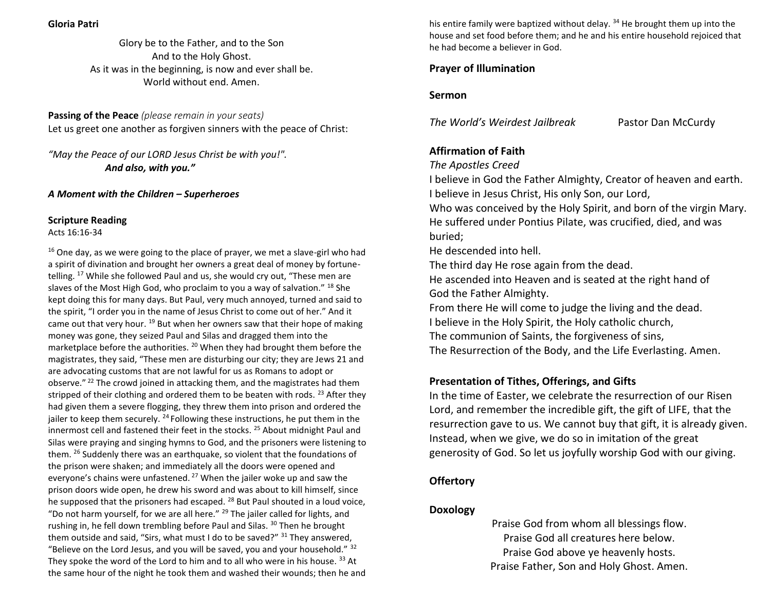**Gloria Patri**

Glory be to the Father, and to the Son
And to the Holy Ghost.
As it was in the beginning, is now and ever shall be.
World without end. Amen.

**Passing of the Peace** *(please remain in your seats)*
Let us greet one another as forgiven sinners with the peace of Christ:

*"May the Peace of our LORD Jesus Christ be with you!".*
***And also, with you."***

***A Moment with the Children – Superheroes***

**Scripture Reading**
Acts 16:16-34

[16] One day, as we were going to the place of prayer, we met a slave-girl who had a spirit of divination and brought her owners a great deal of money by fortune-telling. [17] While she followed Paul and us, she would cry out, "These men are slaves of the Most High God, who proclaim to you a way of salvation." [18] She kept doing this for many days. But Paul, very much annoyed, turned and said to the spirit, "I order you in the name of Jesus Christ to come out of her." And it came out that very hour. [19] But when her owners saw that their hope of making money was gone, they seized Paul and Silas and dragged them into the marketplace before the authorities. [20] When they had brought them before the magistrates, they said, "These men are disturbing our city; they are Jews 21 and are advocating customs that are not lawful for us as Romans to adopt or observe." [22] The crowd joined in attacking them, and the magistrates had them stripped of their clothing and ordered them to be beaten with rods. [23] After they had given them a severe flogging, they threw them into prison and ordered the jailer to keep them securely. [24] Following these instructions, he put them in the innermost cell and fastened their feet in the stocks. [25] About midnight Paul and Silas were praying and singing hymns to God, and the prisoners were listening to them. [26] Suddenly there was an earthquake, so violent that the foundations of the prison were shaken; and immediately all the doors were opened and everyone's chains were unfastened. [27] When the jailer woke up and saw the prison doors wide open, he drew his sword and was about to kill himself, since he supposed that the prisoners had escaped. [28] But Paul shouted in a loud voice, "Do not harm yourself, for we are all here." [29] The jailer called for lights, and rushing in, he fell down trembling before Paul and Silas. [30] Then he brought them outside and said, "Sirs, what must I do to be saved?" [31] They answered, "Believe on the Lord Jesus, and you will be saved, you and your household." [32] They spoke the word of the Lord to him and to all who were in his house. [33] At the same hour of the night he took them and washed their wounds; then he and his entire family were baptized without delay. [34] He brought them up into the house and set food before them; and he and his entire household rejoiced that he had become a believer in God.

**Prayer of Illumination**

**Sermon**

*The World's Weirdest Jailbreak* Pastor Dan McCurdy

**Affirmation of Faith**
*The Apostles Creed*
I believe in God the Father Almighty, Creator of heaven and earth.
I believe in Jesus Christ, His only Son, our Lord,
Who was conceived by the Holy Spirit, and born of the virgin Mary.
He suffered under Pontius Pilate, was crucified, died, and was buried;
He descended into hell.
The third day He rose again from the dead.
He ascended into Heaven and is seated at the right hand of
God the Father Almighty.
From there He will come to judge the living and the dead.
I believe in the Holy Spirit, the Holy catholic church,
The communion of Saints, the forgiveness of sins,
The Resurrection of the Body, and the Life Everlasting. Amen.

**Presentation of Tithes, Offerings, and Gifts**
In the time of Easter, we celebrate the resurrection of our Risen Lord, and remember the incredible gift, the gift of LIFE, that the resurrection gave to us. We cannot buy that gift, it is already given. Instead, when we give, we do so in imitation of the great generosity of God. So let us joyfully worship God with our giving.

**Offertory**

**Doxology**

Praise God from whom all blessings flow.
Praise God all creatures here below.
Praise God above ye heavenly hosts.
Praise Father, Son and Holy Ghost. Amen.